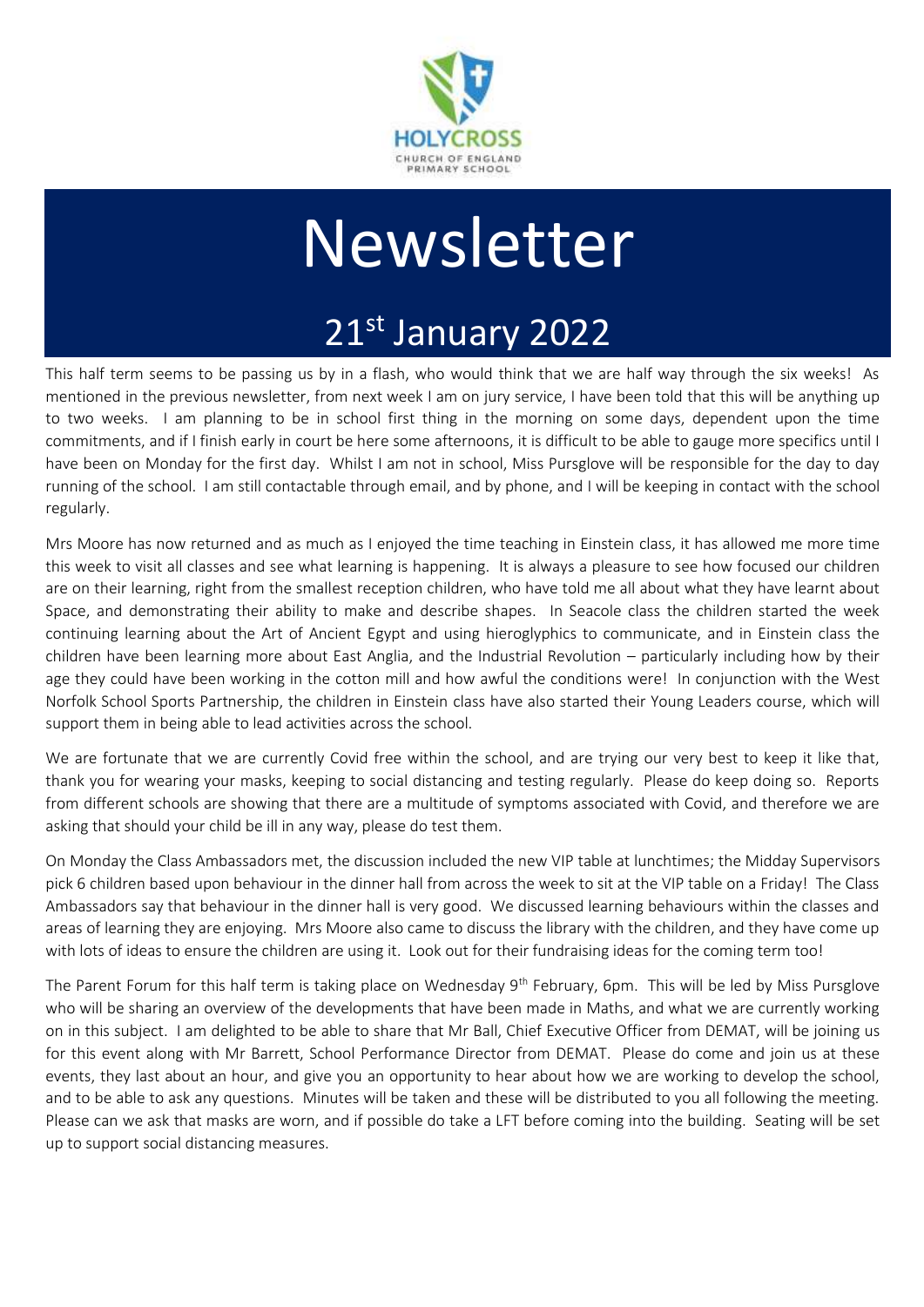HOLYCROSS
CHURCH OF ENGLAND
PRIMARY SCHOOL

# Newsletter

## 21st January 2022

This half term seems to be passing us by in a flash, who would think that we are half way through the six weeks! As mentioned in the previous newsletter, from next week I am on jury service, I have been told that this will be anything up to two weeks. I am planning to be in school first thing in the morning on some days, dependent upon the time commitments, and if I finish early in court be here some afternoons, it is difficult to be able to gauge more specifics until I have been on Monday for the first day. Whilst I am not in school, Miss Pursglove will be responsible for the day to day running of the school. I am still contactable through email, and by phone, and I will be keeping in contact with the school regularly.

Mrs Moore has now returned and as much as I enjoyed the time teaching in Einstein class, it has allowed me more time this week to visit all classes and see what learning is happening. It is always a pleasure to see how focused our children are on their learning, right from the smallest reception children, who have told me all about what they have learnt about Space, and demonstrating their ability to make and describe shapes. In Seacole class the children started the week continuing learning about the Art of Ancient Egypt and using hieroglyphics to communicate, and in Einstein class the children have been learning more about East Anglia, and the Industrial Revolution – particularly including how by their age they could have been working in the cotton mill and how awful the conditions were! In conjunction with the West Norfolk School Sports Partnership, the children in Einstein class have also started their Young Leaders course, which will support them in being able to lead activities across the school.

We are fortunate that we are currently Covid free within the school, and are trying our very best to keep it like that, thank you for wearing your masks, keeping to social distancing and testing regularly. Please do keep doing so. Reports from different schools are showing that there are a multitude of symptoms associated with Covid, and therefore we are asking that should your child be ill in any way, please do test them.

On Monday the Class Ambassadors met, the discussion included the new VIP table at lunchtimes; the Midday Supervisors pick 6 children based upon behaviour in the dinner hall from across the week to sit at the VIP table on a Friday! The Class Ambassadors say that behaviour in the dinner hall is very good. We discussed learning behaviours within the classes and areas of learning they are enjoying. Mrs Moore also came to discuss the library with the children, and they have come up with lots of ideas to ensure the children are using it. Look out for their fundraising ideas for the coming term too!

The Parent Forum for this half term is taking place on Wednesday 9th February, 6pm. This will be led by Miss Pursglove who will be sharing an overview of the developments that have been made in Maths, and what we are currently working on in this subject. I am delighted to be able to share that Mr Ball, Chief Executive Officer from DEMAT, will be joining us for this event along with Mr Barrett, School Performance Director from DEMAT. Please do come and join us at these events, they last about an hour, and give you an opportunity to hear about how we are working to develop the school, and to be able to ask any questions. Minutes will be taken and these will be distributed to you all following the meeting. Please can we ask that masks are worn, and if possible do take a LFT before coming into the building. Seating will be set up to support social distancing measures.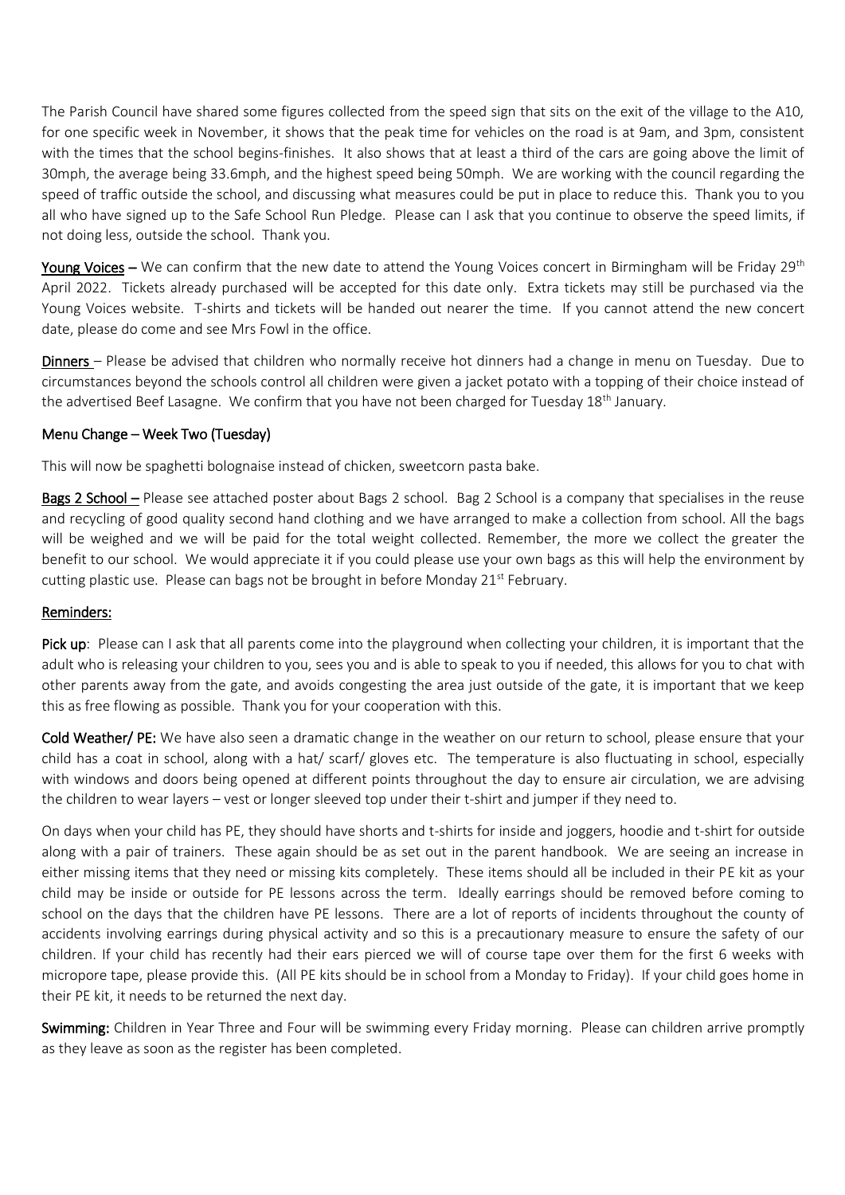The Parish Council have shared some figures collected from the speed sign that sits on the exit of the village to the A10, for one specific week in November, it shows that the peak time for vehicles on the road is at 9am, and 3pm, consistent with the times that the school begins-finishes. It also shows that at least a third of the cars are going above the limit of 30mph, the average being 33.6mph, and the highest speed being 50mph. We are working with the council regarding the speed of traffic outside the school, and discussing what measures could be put in place to reduce this. Thank you to you all who have signed up to the Safe School Run Pledge. Please can I ask that you continue to observe the speed limits, if not doing less, outside the school. Thank you.

**Young Voices** – We can confirm that the new date to attend the Young Voices concert in Birmingham will be Friday 29th April 2022. Tickets already purchased will be accepted for this date only. Extra tickets may still be purchased via the Young Voices website. T-shirts and tickets will be handed out nearer the time. If you cannot attend the new concert date, please do come and see Mrs Fowl in the office.

**Dinners** – Please be advised that children who normally receive hot dinners had a change in menu on Tuesday. Due to circumstances beyond the schools control all children were given a jacket potato with a topping of their choice instead of the advertised Beef Lasagne. We confirm that you have not been charged for Tuesday 18th January.

**Menu Change – Week Two (Tuesday)**

This will now be spaghetti bolognaise instead of chicken, sweetcorn pasta bake.

**Bags 2 School** – Please see attached poster about Bags 2 school. Bag 2 School is a company that specialises in the reuse and recycling of good quality second hand clothing and we have arranged to make a collection from school. All the bags will be weighed and we will be paid for the total weight collected. Remember, the more we collect the greater the benefit to our school. We would appreciate it if you could please use your own bags as this will help the environment by cutting plastic use. Please can bags not be brought in before Monday 21st February.

**Reminders:**

**Pick up**: Please can I ask that all parents come into the playground when collecting your children, it is important that the adult who is releasing your children to you, sees you and is able to speak to you if needed, this allows for you to chat with other parents away from the gate, and avoids congesting the area just outside of the gate, it is important that we keep this as free flowing as possible. Thank you for your cooperation with this.

**Cold Weather/ PE:** We have also seen a dramatic change in the weather on our return to school, please ensure that your child has a coat in school, along with a hat/ scarf/ gloves etc. The temperature is also fluctuating in school, especially with windows and doors being opened at different points throughout the day to ensure air circulation, we are advising the children to wear layers – vest or longer sleeved top under their t-shirt and jumper if they need to.

On days when your child has PE, they should have shorts and t-shirts for inside and joggers, hoodie and t-shirt for outside along with a pair of trainers. These again should be as set out in the parent handbook. We are seeing an increase in either missing items that they need or missing kits completely. These items should all be included in their PE kit as your child may be inside or outside for PE lessons across the term. Ideally earrings should be removed before coming to school on the days that the children have PE lessons. There are a lot of reports of incidents throughout the county of accidents involving earrings during physical activity and so this is a precautionary measure to ensure the safety of our children. If your child has recently had their ears pierced we will of course tape over them for the first 6 weeks with micropore tape, please provide this. (All PE kits should be in school from a Monday to Friday). If your child goes home in their PE kit, it needs to be returned the next day.

**Swimming:** Children in Year Three and Four will be swimming every Friday morning. Please can children arrive promptly as they leave as soon as the register has been completed.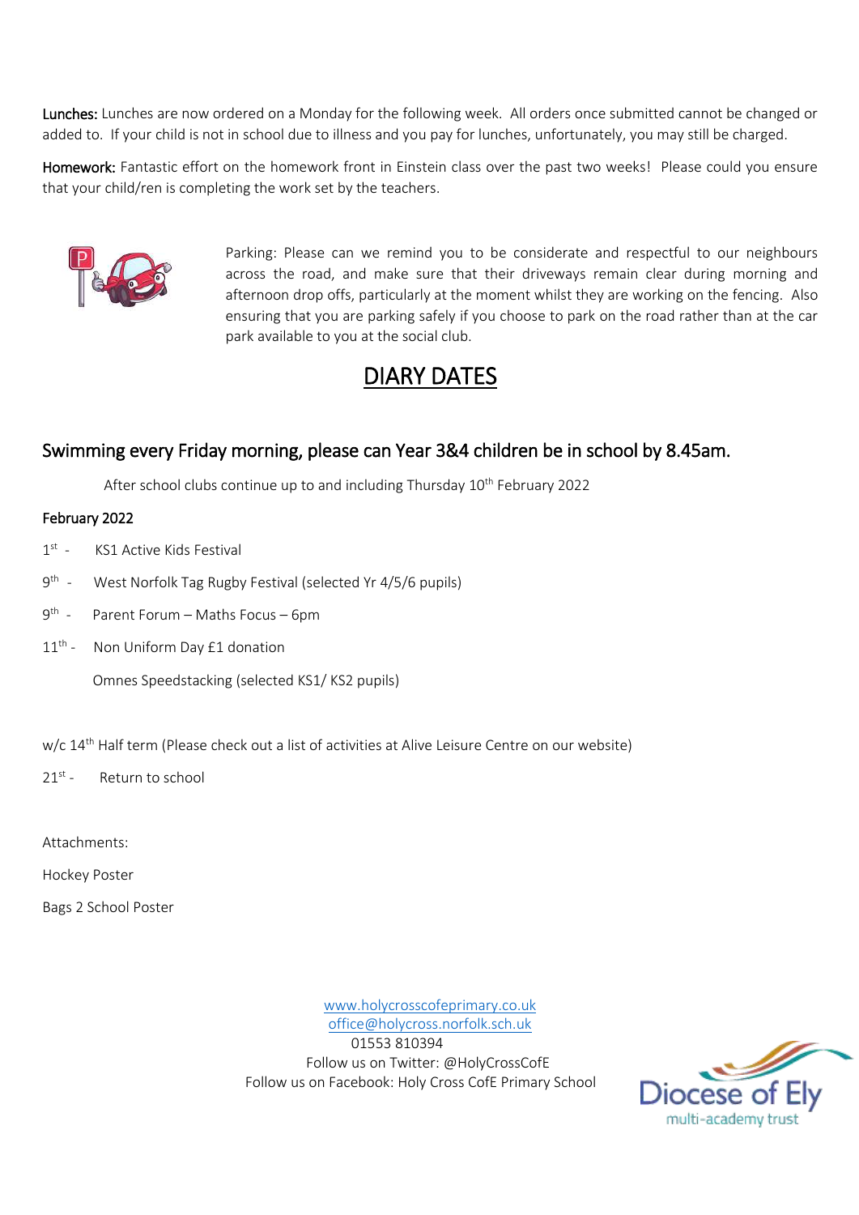**Lunches:** Lunches are now ordered on a Monday for the following week. All orders once submitted cannot be changed or added to. If your child is not in school due to illness and you pay for lunches, unfortunately, you may still be charged.

**Homework:** Fantastic effort on the homework front in Einstein class over the past two weeks! Please could you ensure that your child/ren is completing the work set by the teachers.

Parking: Please can we remind you to be considerate and respectful to our neighbours across the road, and make sure that their driveways remain clear during morning and afternoon drop offs, particularly at the moment whilst they are working on the fencing. Also ensuring that you are parking safely if you choose to park on the road rather than at the car park available to you at the social club.

# DIARY DATES

## Swimming every Friday morning, please can Year 3&4 children be in school by 8.45am.

After school clubs continue up to and including Thursday 10th February 2022

### February 2022

1st - KS1 Active Kids Festival

9th - West Norfolk Tag Rugby Festival (selected Yr 4/5/6 pupils)

9th - Parent Forum – Maths Focus – 6pm

11th - Non Uniform Day £1 donation

Omnes Speedstacking (selected KS1/ KS2 pupils)

w/c 14th Half term (Please check out a list of activities at Alive Leisure Centre on our website)

21st - Return to school

Attachments:

Hockey Poster

Bags 2 School Poster

www.holycrosscofeprimary.co.uk
office@holycross.norfolk.sch.uk
01553 810394
Follow us on Twitter: @HolyCrossCofE
Follow us on Facebook: Holy Cross CofE Primary School

Diocese of Ely multi-academy trust